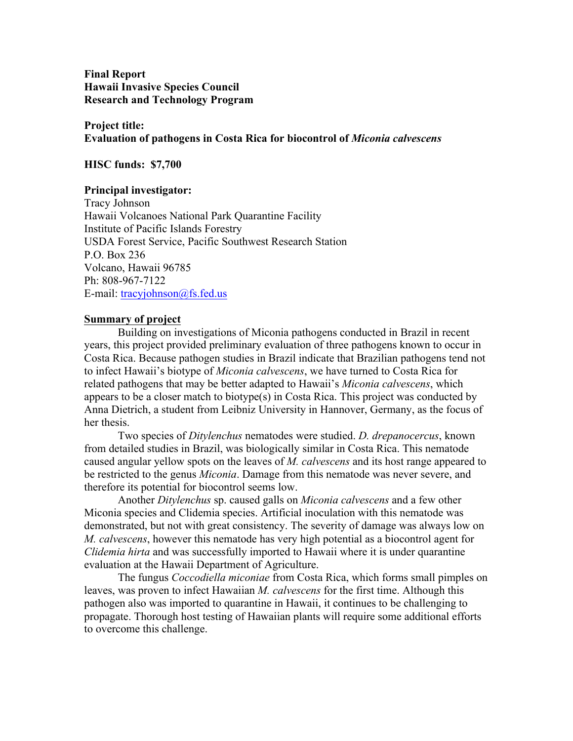**Final Report**
**Hawaii Invasive Species Council**
**Research and Technology Program**

**Project title:**
**Evaluation of pathogens in Costa Rica for biocontrol of *Miconia calvescens***

**HISC funds: $7,700**

**Principal investigator:**
Tracy Johnson
Hawaii Volcanoes National Park Quarantine Facility
Institute of Pacific Islands Forestry
USDA Forest Service, Pacific Southwest Research Station
P.O. Box 236
Volcano, Hawaii 96785
Ph: 808-967-7122
E-mail: tracyjohnson@fs.fed.us

## Summary of project

Building on investigations of Miconia pathogens conducted in Brazil in recent years, this project provided preliminary evaluation of three pathogens known to occur in Costa Rica. Because pathogen studies in Brazil indicate that Brazilian pathogens tend not to infect Hawaii's biotype of *Miconia calvescens*, we have turned to Costa Rica for related pathogens that may be better adapted to Hawaii's *Miconia calvescens*, which appears to be a closer match to biotype(s) in Costa Rica. This project was conducted by Anna Dietrich, a student from Leibniz University in Hannover, Germany, as the focus of her thesis.

Two species of *Ditylenchus* nematodes were studied. *D. drepanocercus*, known from detailed studies in Brazil, was biologically similar in Costa Rica. This nematode caused angular yellow spots on the leaves of *M. calvescens* and its host range appeared to be restricted to the genus *Miconia*. Damage from this nematode was never severe, and therefore its potential for biocontrol seems low.

Another *Ditylenchus* sp. caused galls on *Miconia calvescens* and a few other Miconia species and Clidemia species. Artificial inoculation with this nematode was demonstrated, but not with great consistency. The severity of damage was always low on *M. calvescens*, however this nematode has very high potential as a biocontrol agent for *Clidemia hirta* and was successfully imported to Hawaii where it is under quarantine evaluation at the Hawaii Department of Agriculture.

The fungus *Coccodiella miconiae* from Costa Rica, which forms small pimples on leaves, was proven to infect Hawaiian *M. calvescens* for the first time. Although this pathogen also was imported to quarantine in Hawaii, it continues to be challenging to propagate. Thorough host testing of Hawaiian plants will require some additional efforts to overcome this challenge.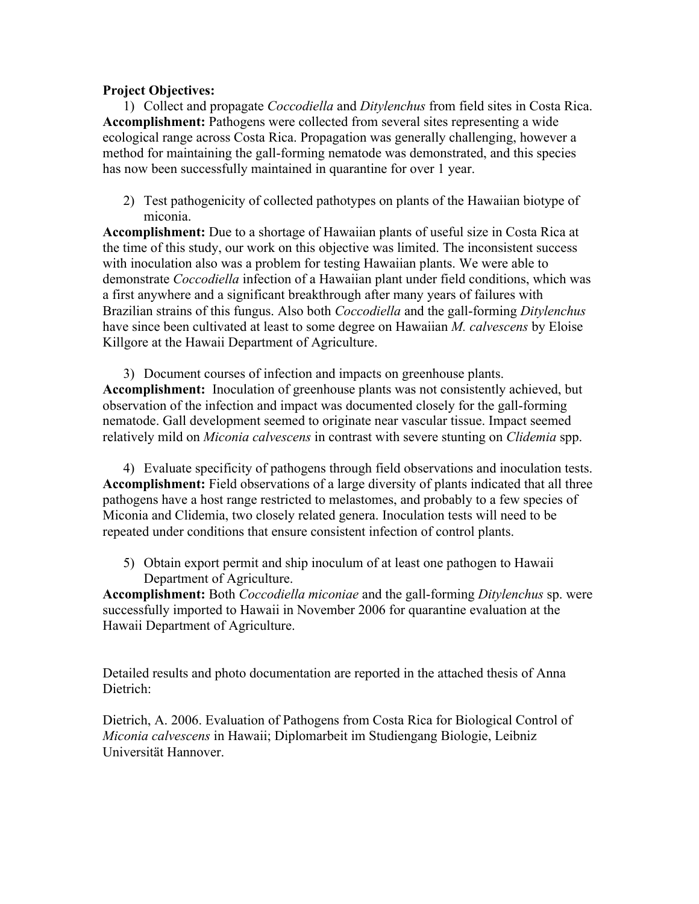**Project Objectives:**

1) Collect and propagate *Coccodiella* and *Ditylenchus* from field sites in Costa Rica.

**Accomplishment:** Pathogens were collected from several sites representing a wide ecological range across Costa Rica. Propagation was generally challenging, however a method for maintaining the gall-forming nematode was demonstrated, and this species has now been successfully maintained in quarantine for over 1 year.

2) Test pathogenicity of collected pathotypes on plants of the Hawaiian biotype of miconia.

**Accomplishment:** Due to a shortage of Hawaiian plants of useful size in Costa Rica at the time of this study, our work on this objective was limited. The inconsistent success with inoculation also was a problem for testing Hawaiian plants. We were able to demonstrate *Coccodiella* infection of a Hawaiian plant under field conditions, which was a first anywhere and a significant breakthrough after many years of failures with Brazilian strains of this fungus. Also both *Coccodiella* and the gall-forming *Ditylenchus* have since been cultivated at least to some degree on Hawaiian *M. calvescens* by Eloise Killgore at the Hawaii Department of Agriculture.

3) Document courses of infection and impacts on greenhouse plants.

**Accomplishment:** Inoculation of greenhouse plants was not consistently achieved, but observation of the infection and impact was documented closely for the gall-forming nematode. Gall development seemed to originate near vascular tissue. Impact seemed relatively mild on *Miconia calvescens* in contrast with severe stunting on *Clidemia* spp.

4) Evaluate specificity of pathogens through field observations and inoculation tests.

**Accomplishment:** Field observations of a large diversity of plants indicated that all three pathogens have a host range restricted to melastomes, and probably to a few species of Miconia and Clidemia, two closely related genera. Inoculation tests will need to be repeated under conditions that ensure consistent infection of control plants.

5) Obtain export permit and ship inoculum of at least one pathogen to Hawaii Department of Agriculture.

**Accomplishment:** Both *Coccodiella miconiae* and the gall-forming *Ditylenchus* sp. were successfully imported to Hawaii in November 2006 for quarantine evaluation at the Hawaii Department of Agriculture.

Detailed results and photo documentation are reported in the attached thesis of Anna Dietrich:

Dietrich, A. 2006. Evaluation of Pathogens from Costa Rica for Biological Control of *Miconia calvescens* in Hawaii; Diplomarbeit im Studiengang Biologie, Leibniz Universität Hannover.